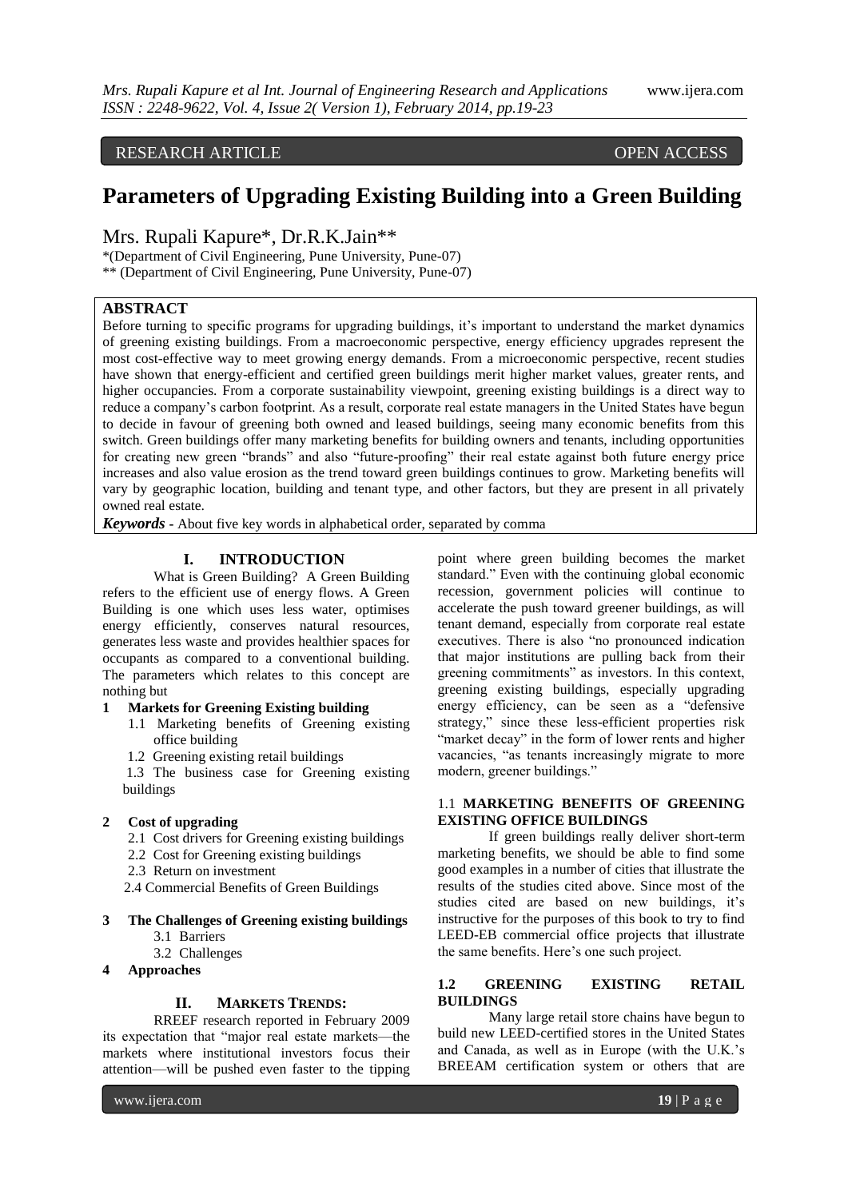RESEARCH ARTICLE OPEN ACCESS

# Parameters of Upgrading Existing Building into a Green Building

Mrs. Rupali Kapure*, Dr.R.K.Jain**

*(Department of Civil Engineering, Pune University, Pune-07)
** (Department of Civil Engineering, Pune University, Pune-07)

## ABSTRACT

Before turning to specific programs for upgrading buildings, it's important to understand the market dynamics of greening existing buildings. From a macroeconomic perspective, energy efficiency upgrades represent the most cost-effective way to meet growing energy demands. From a microeconomic perspective, recent studies have shown that energy-efficient and certified green buildings merit higher market values, greater rents, and higher occupancies. From a corporate sustainability viewpoint, greening existing buildings is a direct way to reduce a company's carbon footprint. As a result, corporate real estate managers in the United States have begun to decide in favour of greening both owned and leased buildings, seeing many economic benefits from this switch. Green buildings offer many marketing benefits for building owners and tenants, including opportunities for creating new green "brands" and also "future-proofing" their real estate against both future energy price increases and also value erosion as the trend toward green buildings continues to grow. Marketing benefits will vary by geographic location, building and tenant type, and other factors, but they are present in all privately owned real estate.

***Keywords*** - About five key words in alphabetical order, separated by comma

## I. INTRODUCTION

What is Green Building? A Green Building refers to the efficient use of energy flows. A Green Building is one which uses less water, optimises energy efficiently, conserves natural resources, generates less waste and provides healthier spaces for occupants as compared to a conventional building. The parameters which relates to this concept are nothing but

**1 Markets for Greening Existing building**

- 1.1 Marketing benefits of Greening existing office building
- 1.2 Greening existing retail buildings
- 1.3 The business case for Greening existing buildings

**2 Cost of upgrading**

- 2.1 Cost drivers for Greening existing buildings
- 2.2 Cost for Greening existing buildings
- 2.3 Return on investment
- 2.4 Commercial Benefits of Green Buildings

**3 The Challenges of Greening existing buildings**

- 3.1 Barriers
- 3.2 Challenges

**4 Approaches**

## II. MARKETS TRENDS:

RREEF research reported in February 2009 its expectation that "major real estate markets—the markets where institutional investors focus their attention—will be pushed even faster to the tipping point where green building becomes the market standard." Even with the continuing global economic recession, government policies will continue to accelerate the push toward greener buildings, as will tenant demand, especially from corporate real estate executives. There is also "no pronounced indication that major institutions are pulling back from their greening commitments" as investors. In this context, greening existing buildings, especially upgrading energy efficiency, can be seen as a "defensive strategy," since these less-efficient properties risk "market decay" in the form of lower rents and higher vacancies, "as tenants increasingly migrate to more modern, greener buildings."

### 1.1 MARKETING BENEFITS OF GREENING EXISTING OFFICE BUILDINGS

If green buildings really deliver short-term marketing benefits, we should be able to find some good examples in a number of cities that illustrate the results of the studies cited above. Since most of the studies cited are based on new buildings, it's instructive for the purposes of this book to try to find LEED-EB commercial office projects that illustrate the same benefits. Here's one such project.

### 1.2 GREENING EXISTING RETAIL BUILDINGS

Many large retail store chains have begun to build new LEED-certified stores in the United States and Canada, as well as in Europe (with the U.K.'s BREEAM certification system or others that are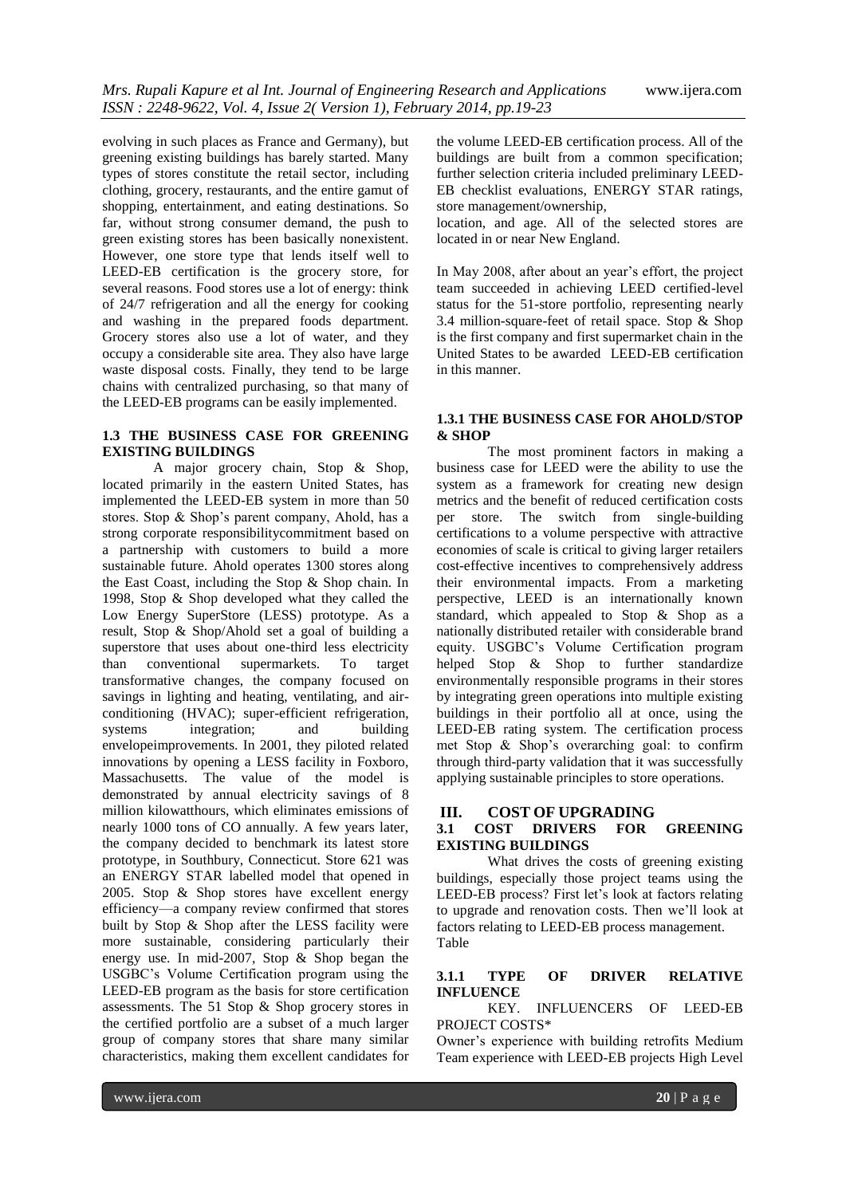evolving in such places as France and Germany), but greening existing buildings has barely started. Many types of stores constitute the retail sector, including clothing, grocery, restaurants, and the entire gamut of shopping, entertainment, and eating destinations. So far, without strong consumer demand, the push to green existing stores has been basically nonexistent. However, one store type that lends itself well to LEED-EB certification is the grocery store, for several reasons. Food stores use a lot of energy: think of 24/7 refrigeration and all the energy for cooking and washing in the prepared foods department. Grocery stores also use a lot of water, and they occupy a considerable site area. They also have large waste disposal costs. Finally, they tend to be large chains with centralized purchasing, so that many of the LEED-EB programs can be easily implemented.

### 1.3 THE BUSINESS CASE FOR GREENING EXISTING BUILDINGS

A major grocery chain, Stop & Shop, located primarily in the eastern United States, has implemented the LEED-EB system in more than 50 stores. Stop & Shop's parent company, Ahold, has a strong corporate responsibilitycommitment based on a partnership with customers to build a more sustainable future. Ahold operates 1300 stores along the East Coast, including the Stop & Shop chain. In 1998, Stop & Shop developed what they called the Low Energy SuperStore (LESS) prototype. As a result, Stop & Shop/Ahold set a goal of building a superstore that uses about one-third less electricity than conventional supermarkets. To target transformative changes, the company focused on savings in lighting and heating, ventilating, and air-conditioning (HVAC); super-efficient refrigeration, systems integration; and building envelopeimprovements. In 2001, they piloted related innovations by opening a LESS facility in Foxboro, Massachusetts. The value of the model is demonstrated by annual electricity savings of 8 million kilowatthours, which eliminates emissions of nearly 1000 tons of CO annually. A few years later, the company decided to benchmark its latest store prototype, in Southbury, Connecticut. Store 621 was an ENERGY STAR labelled model that opened in 2005. Stop & Shop stores have excellent energy efficiency—a company review confirmed that stores built by Stop & Shop after the LESS facility were more sustainable, considering particularly their energy use. In mid-2007, Stop & Shop began the USGBC's Volume Certification program using the LEED-EB program as the basis for store certification assessments. The 51 Stop & Shop grocery stores in the certified portfolio are a subset of a much larger group of company stores that share many similar characteristics, making them excellent candidates for the volume LEED-EB certification process. All of the buildings are built from a common specification; further selection criteria included preliminary LEED-EB checklist evaluations, ENERGY STAR ratings, store management/ownership,
location, and age. All of the selected stores are located in or near New England.

In May 2008, after about an year's effort, the project team succeeded in achieving LEED certified-level status for the 51-store portfolio, representing nearly 3.4 million-square-feet of retail space. Stop & Shop is the first company and first supermarket chain in the United States to be awarded LEED-EB certification in this manner.

#### 1.3.1 THE BUSINESS CASE FOR AHOLD/STOP & SHOP

The most prominent factors in making a business case for LEED were the ability to use the system as a framework for creating new design metrics and the benefit of reduced certification costs per store. The switch from single-building certifications to a volume perspective with attractive economies of scale is critical to giving larger retailers cost-effective incentives to comprehensively address their environmental impacts. From a marketing perspective, LEED is an internationally known standard, which appealed to Stop & Shop as a nationally distributed retailer with considerable brand equity. USGBC's Volume Certification program helped Stop & Shop to further standardize environmentally responsible programs in their stores by integrating green operations into multiple existing buildings in their portfolio all at once, using the LEED-EB rating system. The certification process met Stop & Shop's overarching goal: to confirm through third-party validation that it was successfully applying sustainable principles to store operations.

## III. COST OF UPGRADING

### 3.1 COST DRIVERS FOR GREENING EXISTING BUILDINGS

What drives the costs of greening existing buildings, especially those project teams using the LEED-EB process? First let's look at factors relating to upgrade and renovation costs. Then we'll look at factors relating to LEED-EB process management.
Table

#### 3.1.1 TYPE OF DRIVER RELATIVE INFLUENCE

KEY. INFLUENCERS OF LEED-EB PROJECT COSTS*

Owner's experience with building retrofits Medium
Team experience with LEED-EB projects High Level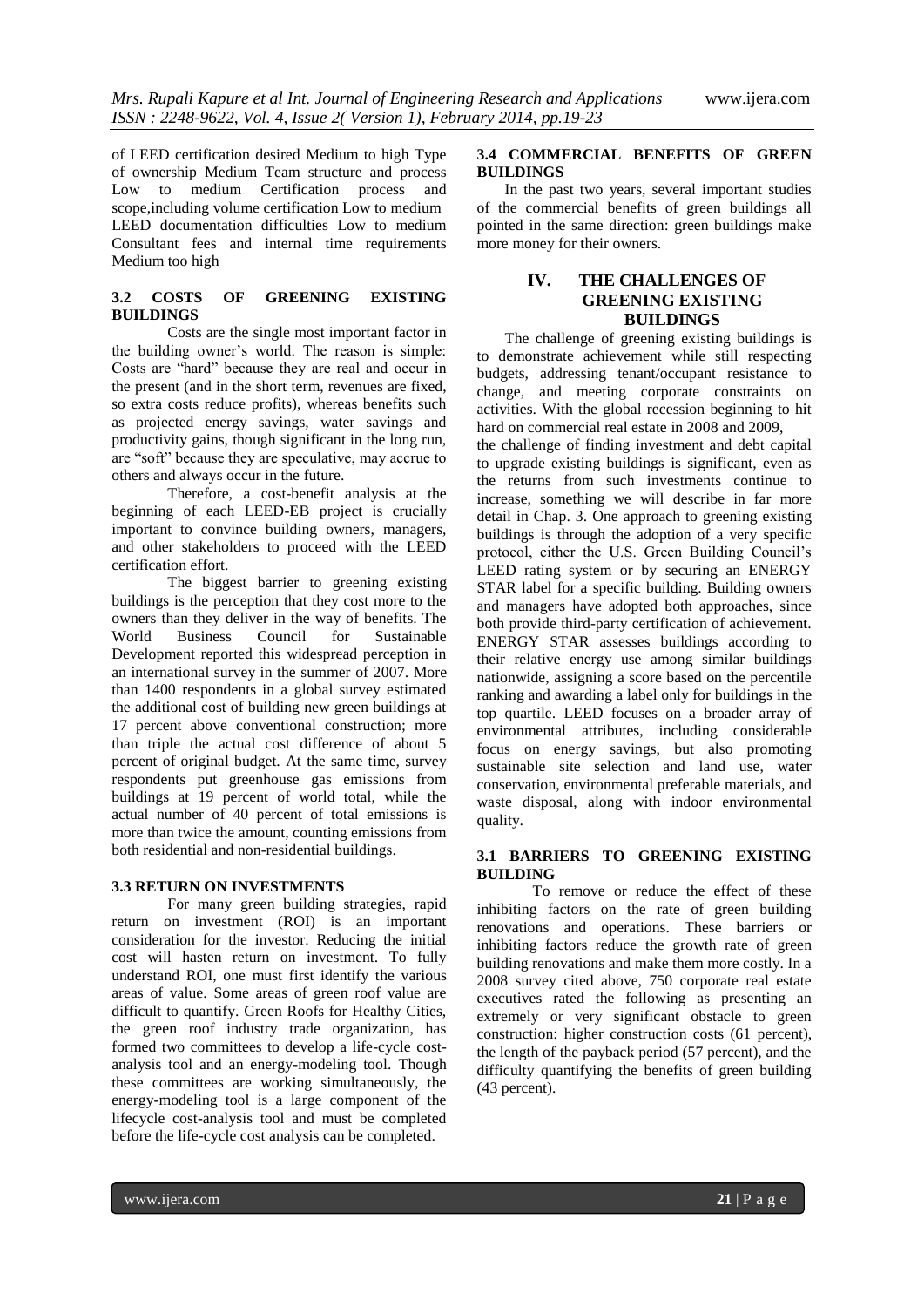of LEED certification desired Medium to high Type of ownership Medium Team structure and process Low to medium Certification process and scope,including volume certification Low to medium LEED documentation difficulties Low to medium Consultant fees and internal time requirements Medium too high

### 3.2 COSTS OF GREENING EXISTING BUILDINGS

Costs are the single most important factor in the building owner's world. The reason is simple: Costs are "hard" because they are real and occur in the present (and in the short term, revenues are fixed, so extra costs reduce profits), whereas benefits such as projected energy savings, water savings and productivity gains, though significant in the long run, are "soft" because they are speculative, may accrue to others and always occur in the future.

Therefore, a cost-benefit analysis at the beginning of each LEED-EB project is crucially important to convince building owners, managers, and other stakeholders to proceed with the LEED certification effort.

The biggest barrier to greening existing buildings is the perception that they cost more to the owners than they deliver in the way of benefits. The World Business Council for Sustainable Development reported this widespread perception in an international survey in the summer of 2007. More than 1400 respondents in a global survey estimated the additional cost of building new green buildings at 17 percent above conventional construction; more than triple the actual cost difference of about 5 percent of original budget. At the same time, survey respondents put greenhouse gas emissions from buildings at 19 percent of world total, while the actual number of 40 percent of total emissions is more than twice the amount, counting emissions from both residential and non-residential buildings.

### 3.3 RETURN ON INVESTMENTS

For many green building strategies, rapid return on investment (ROI) is an important consideration for the investor. Reducing the initial cost will hasten return on investment. To fully understand ROI, one must first identify the various areas of value. Some areas of green roof value are difficult to quantify. Green Roofs for Healthy Cities, the green roof industry trade organization, has formed two committees to develop a life-cycle cost-analysis tool and an energy-modeling tool. Though these committees are working simultaneously, the energy-modeling tool is a large component of the lifecycle cost-analysis tool and must be completed before the life-cycle cost analysis can be completed.

### 3.4 COMMERCIAL BENEFITS OF GREEN BUILDINGS

In the past two years, several important studies of the commercial benefits of green buildings all pointed in the same direction: green buildings make more money for their owners.

## IV. THE CHALLENGES OF GREENING EXISTING BUILDINGS

The challenge of greening existing buildings is to demonstrate achievement while still respecting budgets, addressing tenant/occupant resistance to change, and meeting corporate constraints on activities. With the global recession beginning to hit hard on commercial real estate in 2008 and 2009, the challenge of finding investment and debt capital to upgrade existing buildings is significant, even as the returns from such investments continue to increase, something we will describe in far more detail in Chap. 3. One approach to greening existing buildings is through the adoption of a very specific protocol, either the U.S. Green Building Council's LEED rating system or by securing an ENERGY STAR label for a specific building. Building owners and managers have adopted both approaches, since both provide third-party certification of achievement. ENERGY STAR assesses buildings according to their relative energy use among similar buildings nationwide, assigning a score based on the percentile ranking and awarding a label only for buildings in the top quartile. LEED focuses on a broader array of environmental attributes, including considerable focus on energy savings, but also promoting sustainable site selection and land use, water conservation, environmental preferable materials, and waste disposal, along with indoor environmental quality.

### 3.1 BARRIERS TO GREENING EXISTING BUILDING

To remove or reduce the effect of these inhibiting factors on the rate of green building renovations and operations. These barriers or inhibiting factors reduce the growth rate of green building renovations and make them more costly. In a 2008 survey cited above, 750 corporate real estate executives rated the following as presenting an extremely or very significant obstacle to green construction: higher construction costs (61 percent), the length of the payback period (57 percent), and the difficulty quantifying the benefits of green building (43 percent).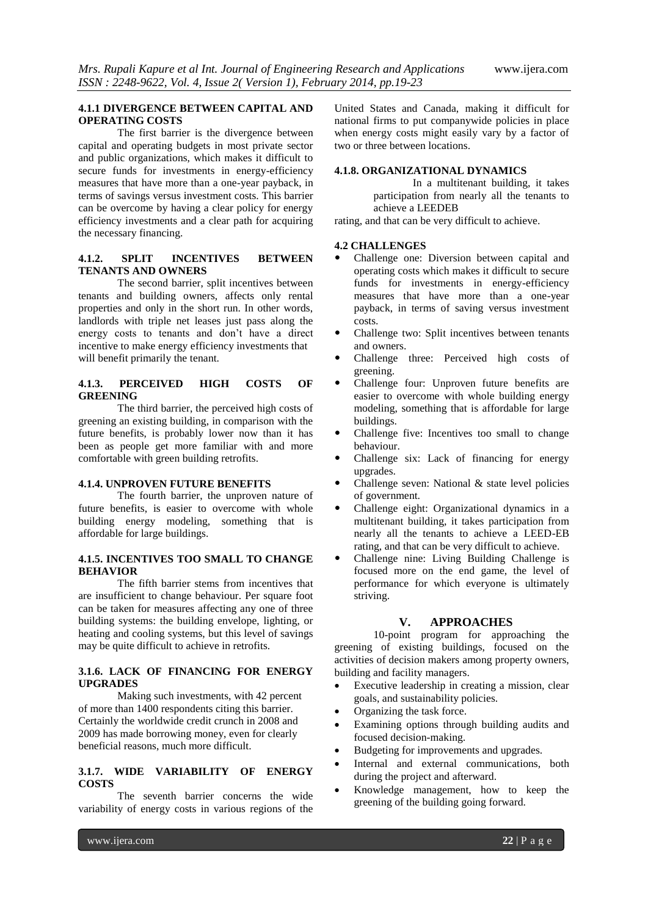#### 4.1.1 DIVERGENCE BETWEEN CAPITAL AND OPERATING COSTS

The first barrier is the divergence between capital and operating budgets in most private sector and public organizations, which makes it difficult to secure funds for investments in energy-efficiency measures that have more than a one-year payback, in terms of savings versus investment costs. This barrier can be overcome by having a clear policy for energy efficiency investments and a clear path for acquiring the necessary financing.

#### 4.1.2. SPLIT INCENTIVES BETWEEN TENANTS AND OWNERS

The second barrier, split incentives between tenants and building owners, affects only rental properties and only in the short run. In other words, landlords with triple net leases just pass along the energy costs to tenants and don't have a direct incentive to make energy efficiency investments that will benefit primarily the tenant.

#### 4.1.3. PERCEIVED HIGH COSTS OF GREENING

The third barrier, the perceived high costs of greening an existing building, in comparison with the future benefits, is probably lower now than it has been as people get more familiar with and more comfortable with green building retrofits.

#### 4.1.4. UNPROVEN FUTURE BENEFITS

The fourth barrier, the unproven nature of future benefits, is easier to overcome with whole building energy modeling, something that is affordable for large buildings.

#### 4.1.5. INCENTIVES TOO SMALL TO CHANGE BEHAVIOR

The fifth barrier stems from incentives that are insufficient to change behaviour. Per square foot can be taken for measures affecting any one of three building systems: the building envelope, lighting, or heating and cooling systems, but this level of savings may be quite difficult to achieve in retrofits.

#### 3.1.6. LACK OF FINANCING FOR ENERGY UPGRADES

Making such investments, with 42 percent of more than 1400 respondents citing this barrier. Certainly the worldwide credit crunch in 2008 and 2009 has made borrowing money, even for clearly beneficial reasons, much more difficult.

#### 3.1.7. WIDE VARIABILITY OF ENERGY COSTS

The seventh barrier concerns the wide variability of energy costs in various regions of the United States and Canada, making it difficult for national firms to put companywide policies in place when energy costs might easily vary by a factor of two or three between locations.

#### 4.1.8. ORGANIZATIONAL DYNAMICS

In a multitenant building, it takes participation from nearly all the tenants to achieve a LEEDEB rating, and that can be very difficult to achieve.

### 4.2 CHALLENGES

- Challenge one: Diversion between capital and operating costs which makes it difficult to secure funds for investments in energy-efficiency measures that have more than a one-year payback, in terms of saving versus investment costs.
- Challenge two: Split incentives between tenants and owners.
- Challenge three: Perceived high costs of greening.
- Challenge four: Unproven future benefits are easier to overcome with whole building energy modeling, something that is affordable for large buildings.
- Challenge five: Incentives too small to change behaviour.
- Challenge six: Lack of financing for energy upgrades.
- Challenge seven: National & state level policies of government.
- Challenge eight: Organizational dynamics in a multitenant building, it takes participation from nearly all the tenants to achieve a LEED-EB rating, and that can be very difficult to achieve.
- Challenge nine: Living Building Challenge is focused more on the end game, the level of performance for which everyone is ultimately striving.

## V. APPROACHES

10-point program for approaching the greening of existing buildings, focused on the activities of decision makers among property owners, building and facility managers.

- Executive leadership in creating a mission, clear goals, and sustainability policies.
- Organizing the task force.
- Examining options through building audits and focused decision-making.
- Budgeting for improvements and upgrades.
- Internal and external communications, both during the project and afterward.
- Knowledge management, how to keep the greening of the building going forward.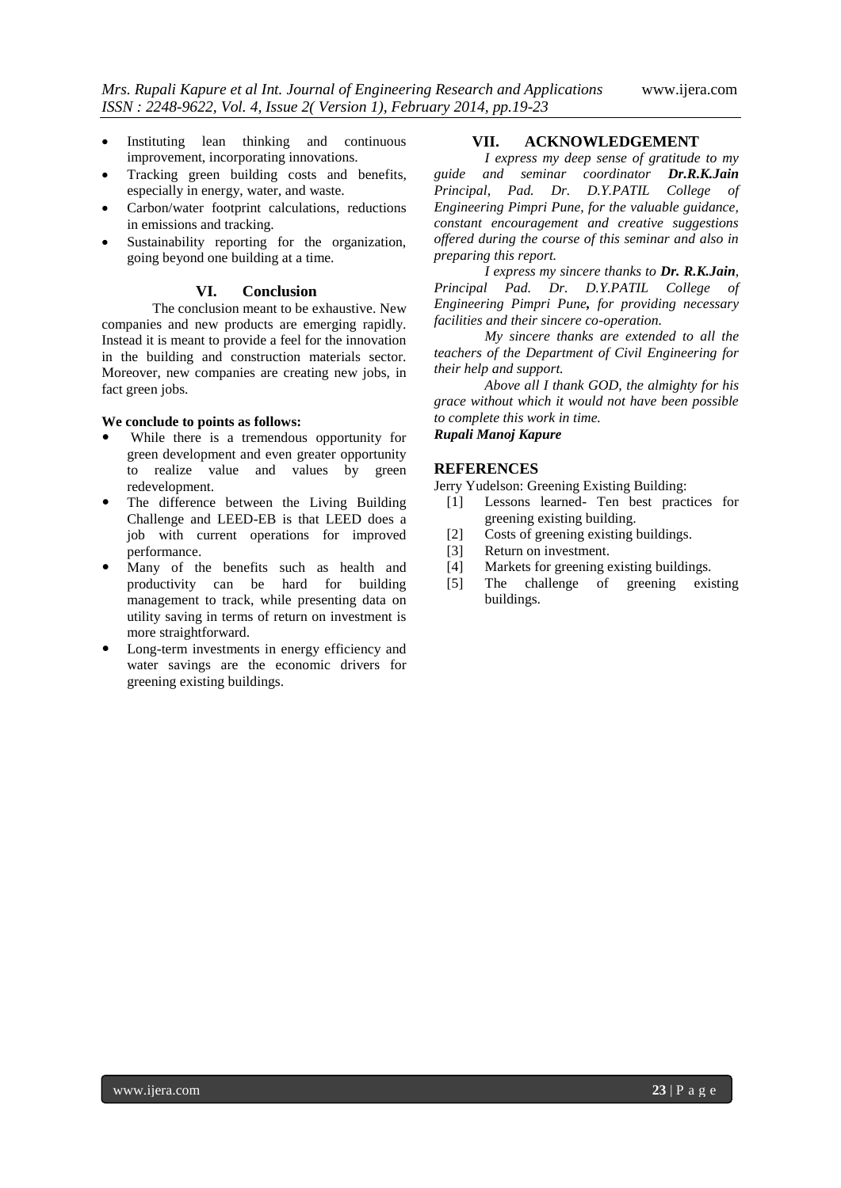- Instituting lean thinking and continuous improvement, incorporating innovations.
- Tracking green building costs and benefits, especially in energy, water, and waste.
- Carbon/water footprint calculations, reductions in emissions and tracking.
- Sustainability reporting for the organization, going beyond one building at a time.

## VI. Conclusion

The conclusion meant to be exhaustive. New companies and new products are emerging rapidly. Instead it is meant to provide a feel for the innovation in the building and construction materials sector. Moreover, new companies are creating new jobs, in fact green jobs.

**We conclude to points as follows:**

- While there is a tremendous opportunity for green development and even greater opportunity to realize value and values by green redevelopment.
- The difference between the Living Building Challenge and LEED-EB is that LEED does a job with current operations for improved performance.
- Many of the benefits such as health and productivity can be hard for building management to track, while presenting data on utility saving in terms of return on investment is more straightforward.
- Long-term investments in energy efficiency and water savings are the economic drivers for greening existing buildings.

## VII. ACKNOWLEDGEMENT

*I express my deep sense of gratitude to my guide and seminar coordinator **Dr.R.K.Jain** Principal, Pad. Dr. D.Y.PATIL College of Engineering Pimpri Pune, for the valuable guidance, constant encouragement and creative suggestions offered during the course of this seminar and also in preparing this report.*

*I express my sincere thanks to **Dr. R.K.Jain**, Principal Pad. Dr. D.Y.PATIL College of Engineering Pimpri Pune**,** for providing necessary facilities and their sincere co-operation.*

*My sincere thanks are extended to all the teachers of the Department of Civil Engineering for their help and support.*

*Above all I thank GOD, the almighty for his grace without which it would not have been possible to complete this work in time.*

***Rupali Manoj Kapure***

## REFERENCES

Jerry Yudelson: Greening Existing Building:

[1] Lessons learned- Ten best practices for greening existing building.

[2] Costs of greening existing buildings.

[3] Return on investment.

[4] Markets for greening existing buildings.

[5] The challenge of greening existing buildings.